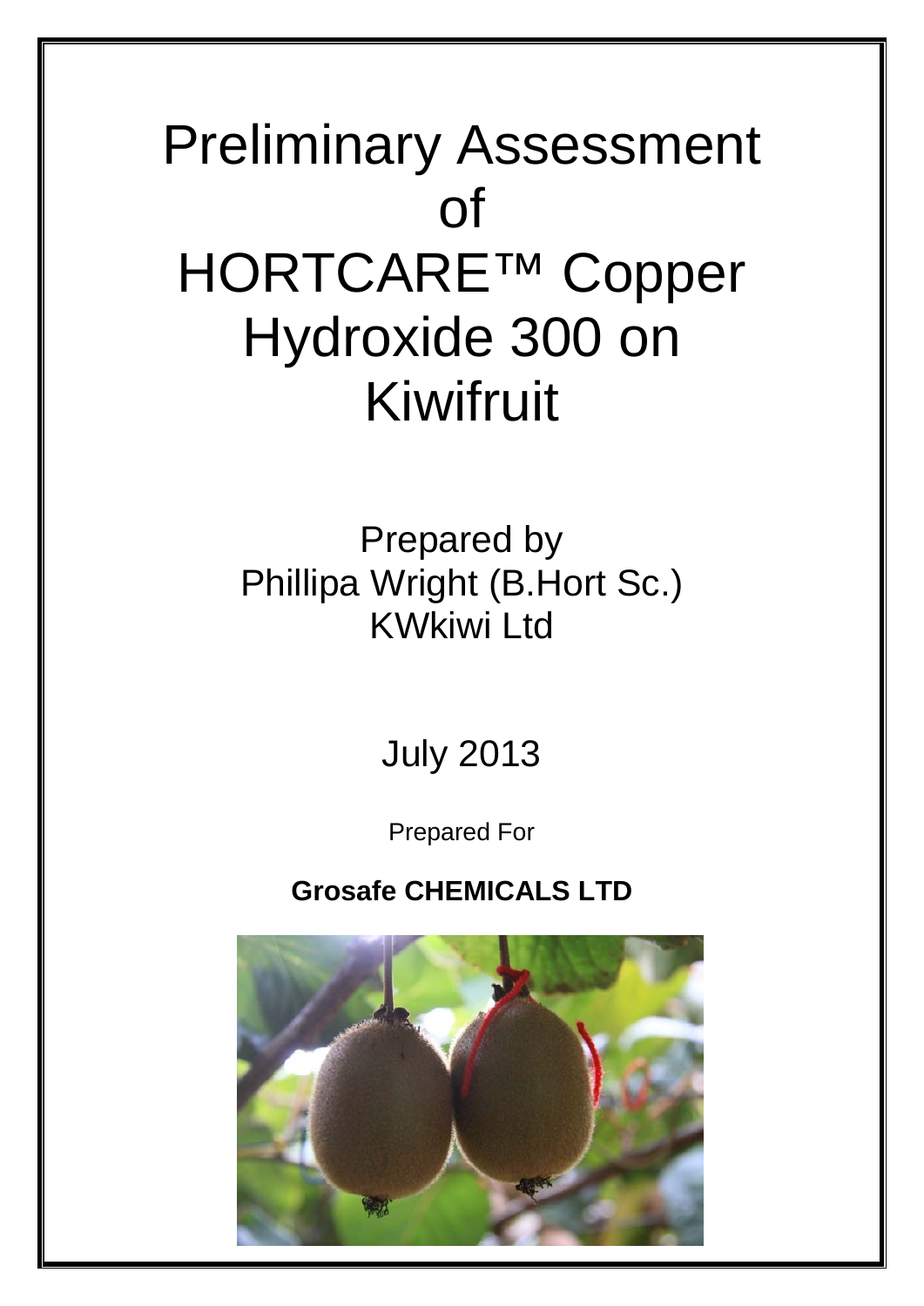# Preliminary Assessment of HORTCARE™ Copper Hydroxide 300 on Kiwifruit

Prepared by
Phillipa Wright (B.Hort Sc.)
KWkiwi Ltd

July 2013

Prepared For

**Grosafe CHEMICALS LTD**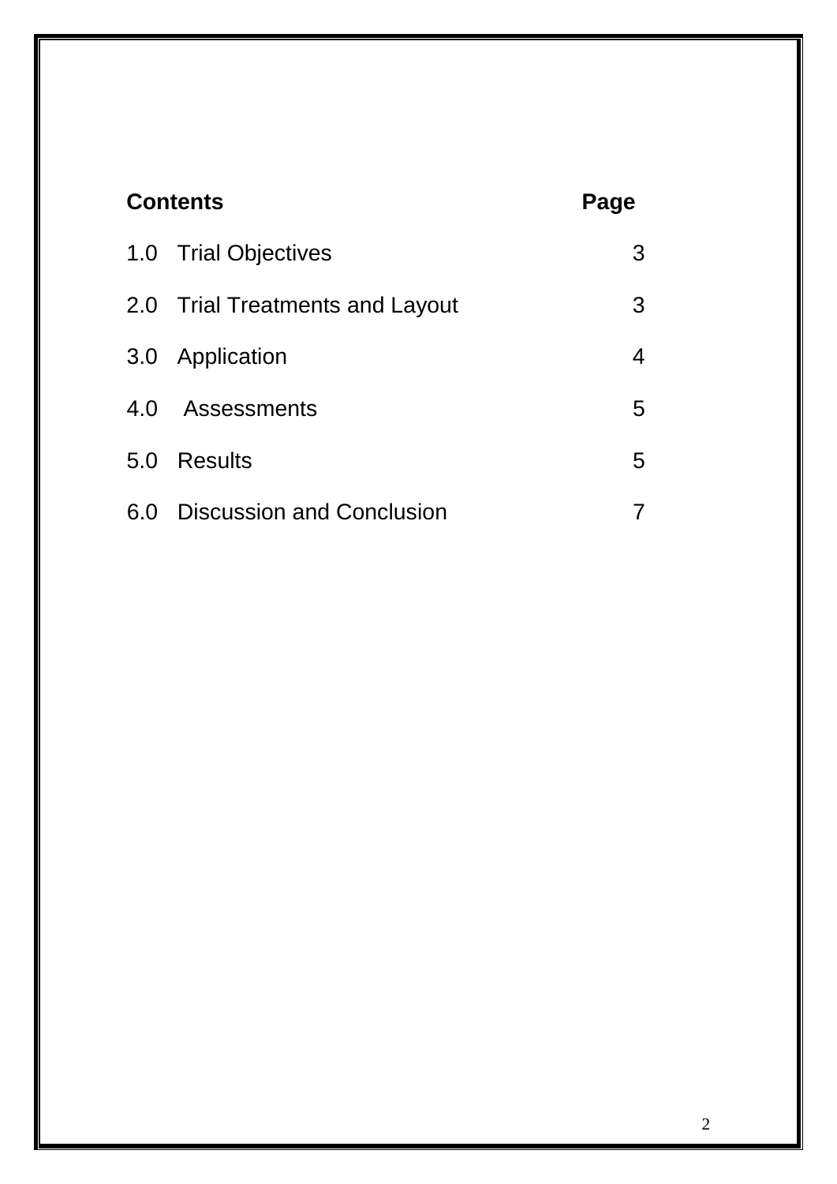| **Contents** | **Page** |
|---|---|
| 1.0 Trial Objectives | 3 |
| 2.0 Trial Treatments and Layout | 3 |
| 3.0 Application | 4 |
| 4.0 Assessments | 5 |
| 5.0 Results | 5 |
| 6.0 Discussion and Conclusion | 7 |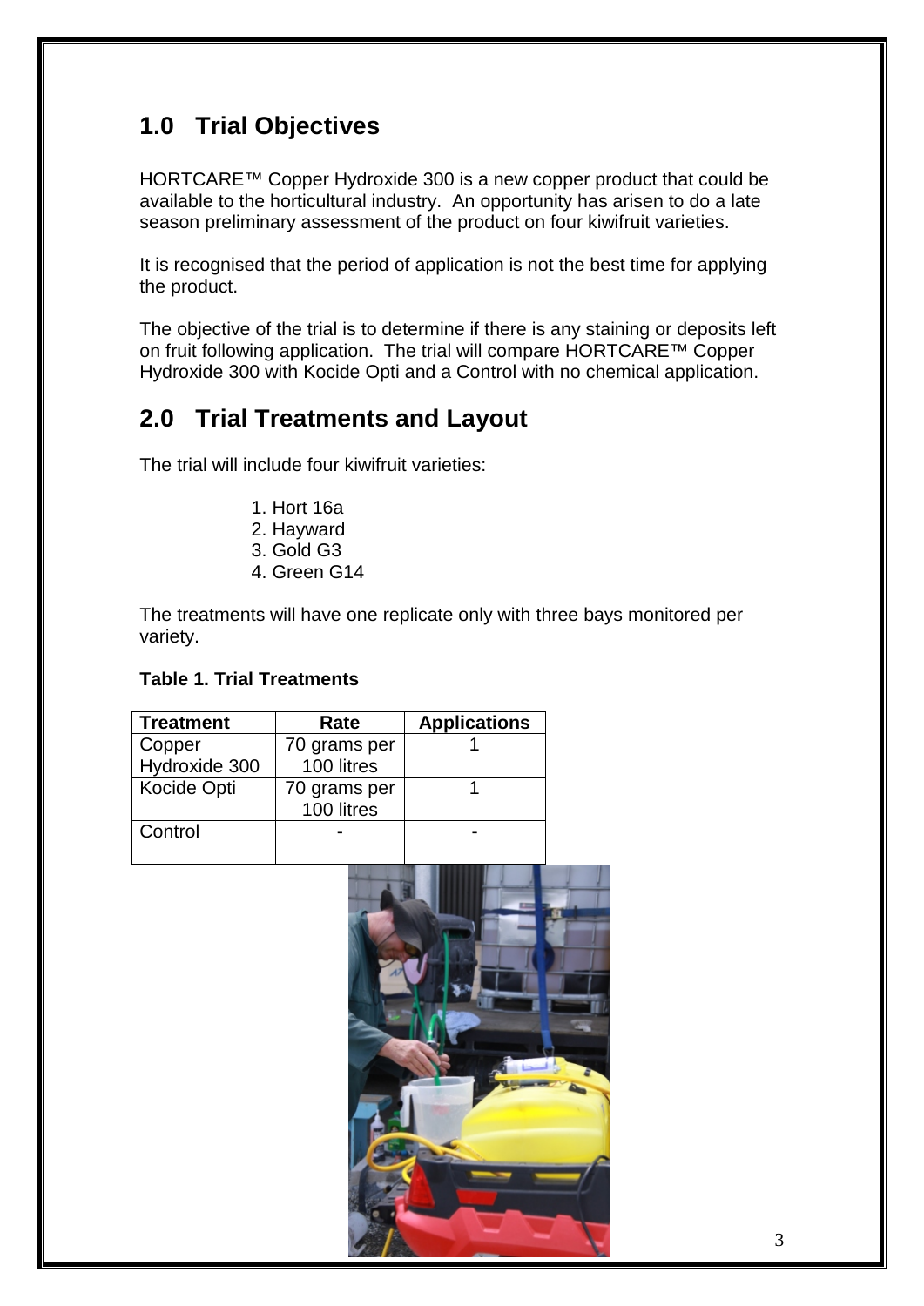## 1.0 Trial Objectives

HORTCARE™ Copper Hydroxide 300 is a new copper product that could be available to the horticultural industry. An opportunity has arisen to do a late season preliminary assessment of the product on four kiwifruit varieties.

It is recognised that the period of application is not the best time for applying the product.

The objective of the trial is to determine if there is any staining or deposits left on fruit following application. The trial will compare HORTCARE™ Copper Hydroxide 300 with Kocide Opti and a Control with no chemical application.

## 2.0 Trial Treatments and Layout

The trial will include four kiwifruit varieties:

1. Hort 16a
2. Hayward
3. Gold G3
4. Green G14

The treatments will have one replicate only with three bays monitored per variety.

**Table 1. Trial Treatments**

| Treatment | Rate | Applications |
|---|---|---|
| Copper Hydroxide 300 | 70 grams per 100 litres | 1 |
| Kocide Opti | 70 grams per 100 litres | 1 |
| Control | - | - |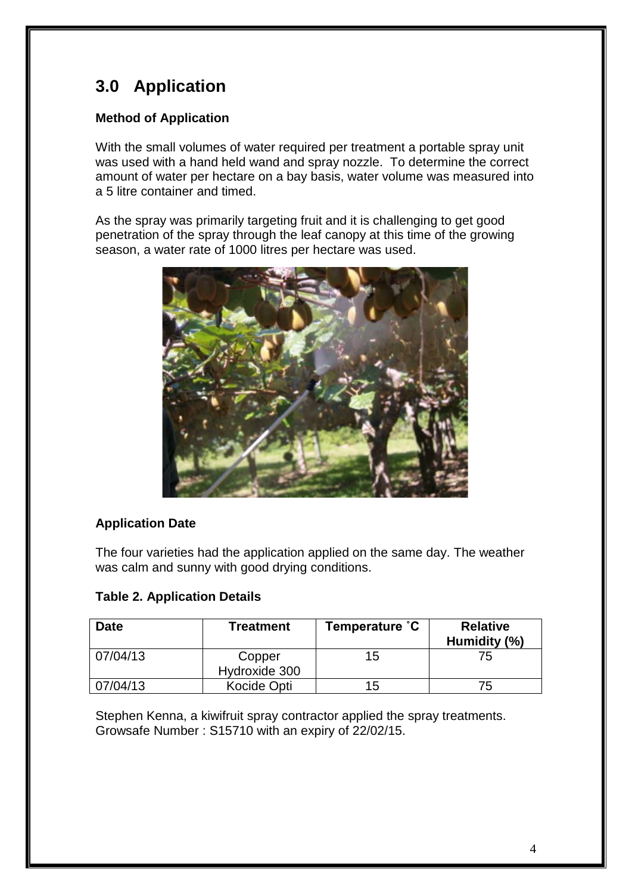# 3.0 Application

### Method of Application

With the small volumes of water required per treatment a portable spray unit was used with a hand held wand and spray nozzle. To determine the correct amount of water per hectare on a bay basis, water volume was measured into a 5 litre container and timed.

As the spray was primarily targeting fruit and it is challenging to get good penetration of the spray through the leaf canopy at this time of the growing season, a water rate of 1000 litres per hectare was used.

### Application Date

The four varieties had the application applied on the same day. The weather was calm and sunny with good drying conditions.

**Table 2. Application Details**

| Date | Treatment | Temperature ˚C | Relative Humidity (%) |
|---|---|---|---|
| 07/04/13 | Copper Hydroxide 300 | 15 | 75 |
| 07/04/13 | Kocide Opti | 15 | 75 |

Stephen Kenna, a kiwifruit spray contractor applied the spray treatments. Growsafe Number : S15710 with an expiry of 22/02/15.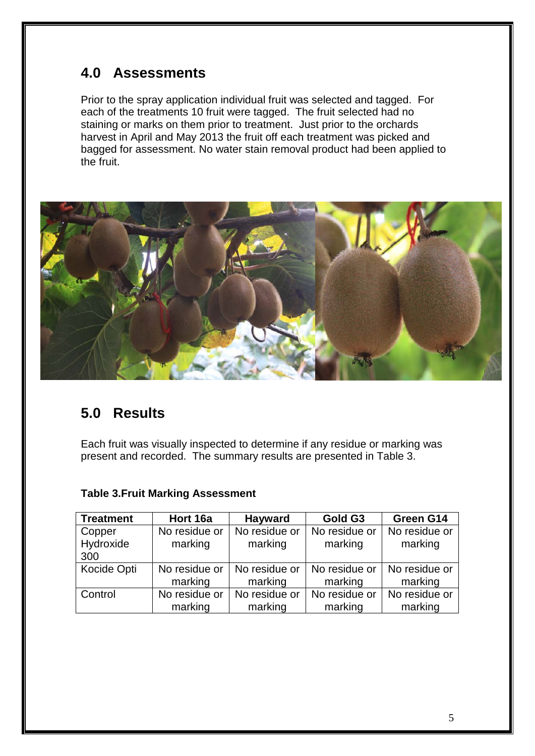## 4.0 Assessments

Prior to the spray application individual fruit was selected and tagged. For each of the treatments 10 fruit were tagged. The fruit selected had no staining or marks on them prior to treatment. Just prior to the orchards harvest in April and May 2013 the fruit off each treatment was picked and bagged for assessment. No water stain removal product had been applied to the fruit.

## 5.0 Results

Each fruit was visually inspected to determine if any residue or marking was present and recorded. The summary results are presented in Table 3.

**Table 3.Fruit Marking Assessment**

| Treatment | Hort 16a | Hayward | Gold G3 | Green G14 |
|---|---|---|---|---|
| Copper Hydroxide 300 | No residue or marking | No residue or marking | No residue or marking | No residue or marking |
| Kocide Opti | No residue or marking | No residue or marking | No residue or marking | No residue or marking |
| Control | No residue or marking | No residue or marking | No residue or marking | No residue or marking |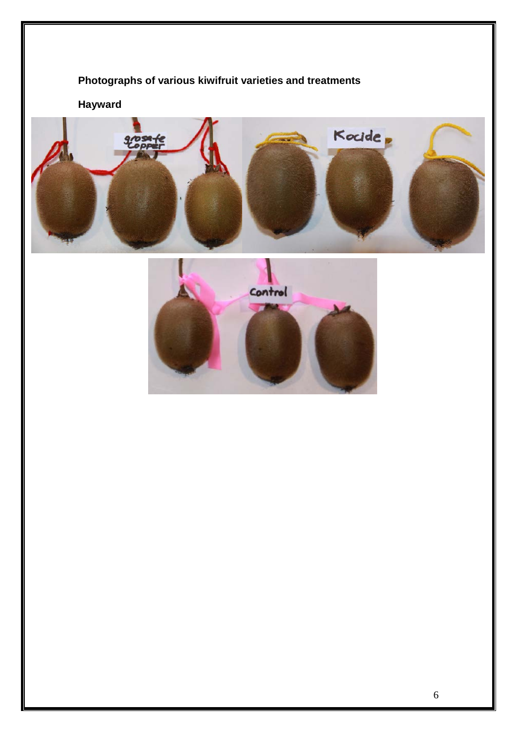**Photographs of various kiwifruit varieties and treatments**

**Hayward**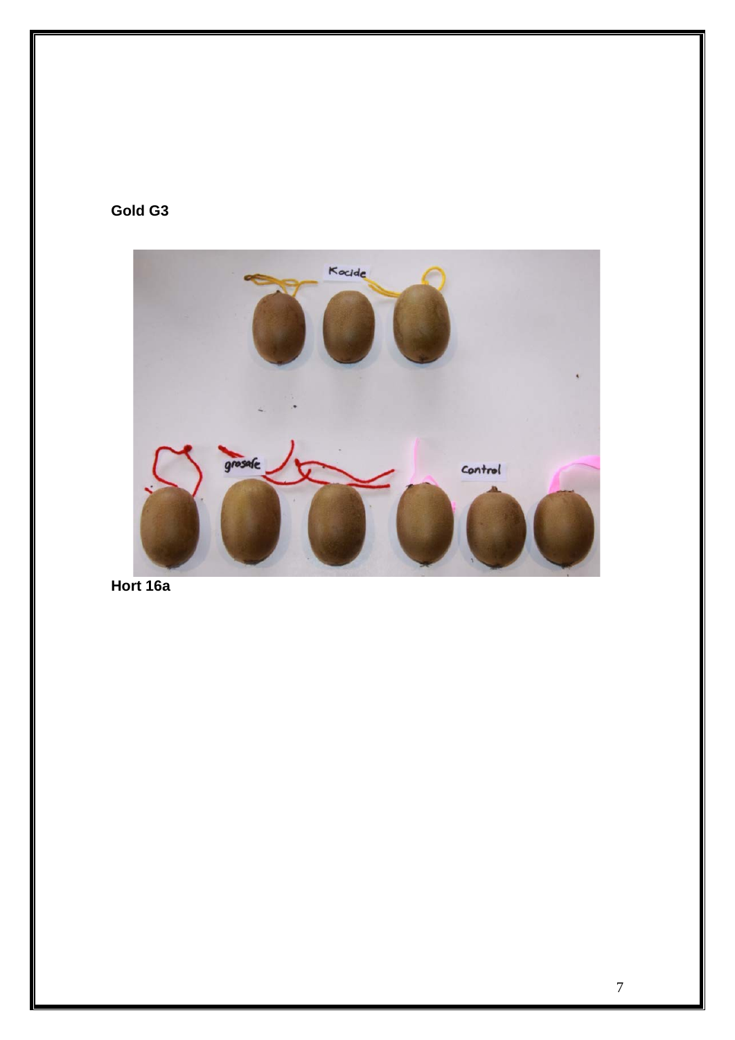**Gold G3**

**Hort 16a**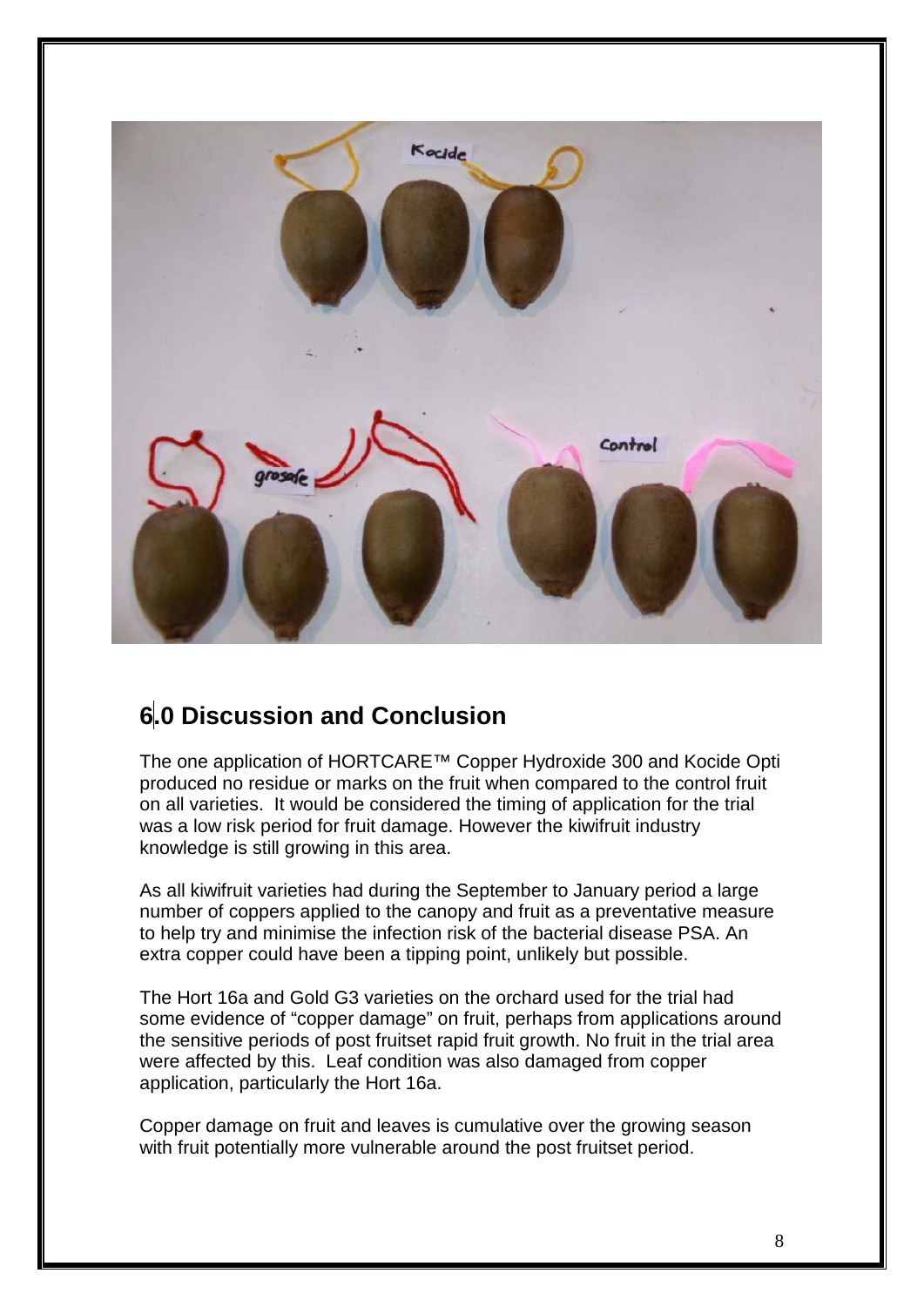## 6.0 Discussion and Conclusion

The one application of HORTCARE™ Copper Hydroxide 300 and Kocide Opti produced no residue or marks on the fruit when compared to the control fruit on all varieties. It would be considered the timing of application for the trial was a low risk period for fruit damage. However the kiwifruit industry knowledge is still growing in this area.

As all kiwifruit varieties had during the September to January period a large number of coppers applied to the canopy and fruit as a preventative measure to help try and minimise the infection risk of the bacterial disease PSA. An extra copper could have been a tipping point, unlikely but possible.

The Hort 16a and Gold G3 varieties on the orchard used for the trial had some evidence of "copper damage" on fruit, perhaps from applications around the sensitive periods of post fruitset rapid fruit growth. No fruit in the trial area were affected by this. Leaf condition was also damaged from copper application, particularly the Hort 16a.

Copper damage on fruit and leaves is cumulative over the growing season with fruit potentially more vulnerable around the post fruitset period.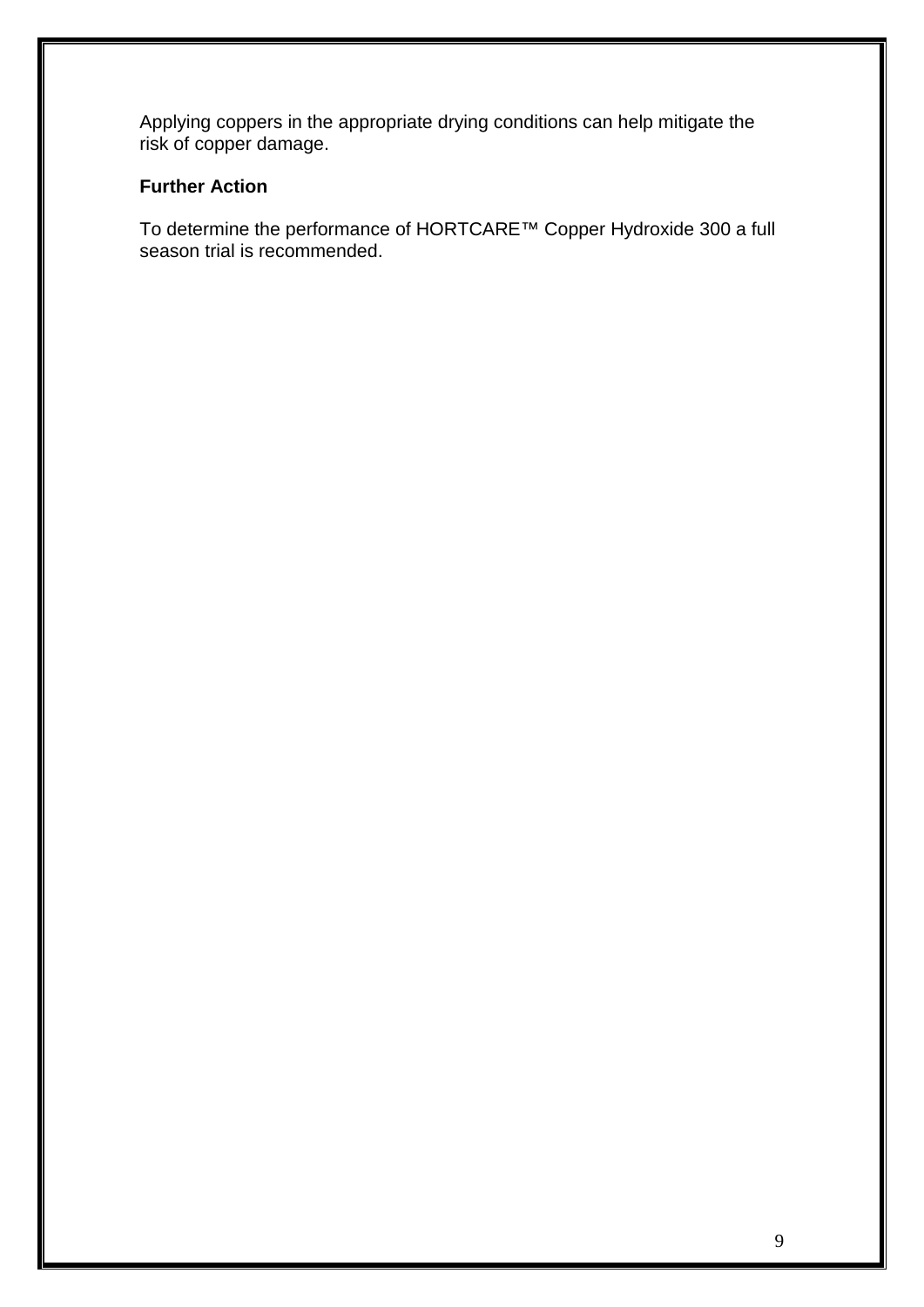Applying coppers in the appropriate drying conditions can help mitigate the risk of copper damage.

## Further Action

To determine the performance of HORTCARE™ Copper Hydroxide 300 a full season trial is recommended.